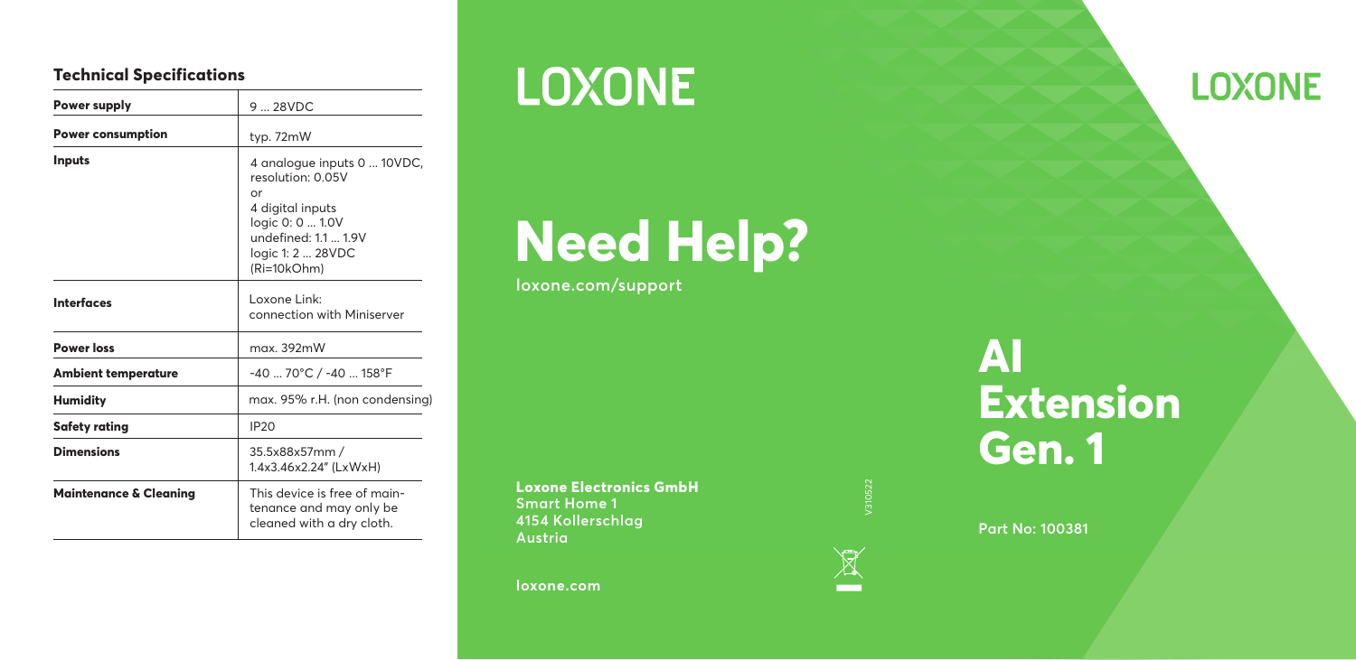## Technical Specifications

| Power supply | 9 ... 28VDC |
|---|---|
| **Power consumption** | typ. 72mW |
| **Inputs** | 4 analogue inputs 0 ... 10VDC, resolution: 0.05V<br>or<br>4 digital inputs<br>logic 0: 0 ... 1.0V<br>undefined: 1.1 ... 1.9V<br>logic 1: 2 ... 28VDC<br>(Ri=10kOhm) |
| **Interfaces** | Loxone Link:<br>connection with Miniserver |
| **Power loss** | max. 392mW |
| **Ambient temperature** | -40 ... 70°C / -40 ... 158°F |
| **Humidity** | max. 95% r.H. (non condensing) |
| **Safety rating** | IP20 |
| **Dimensions** | 35.5x88x57mm /<br>1.4x3.46x2.24" (LxWxH) |
| **Maintenance & Cleaning** | This device is free of maintenance and may only be cleaned with a dry cloth. |

LOXONE

# Need Help?

loxone.com/support

**Loxone Electronics GmbH**
Smart Home 1
4154 Kollerschlag
Austria

loxone.com

V310522

LOXONE

# AI Extension Gen. 1

Part No: 100381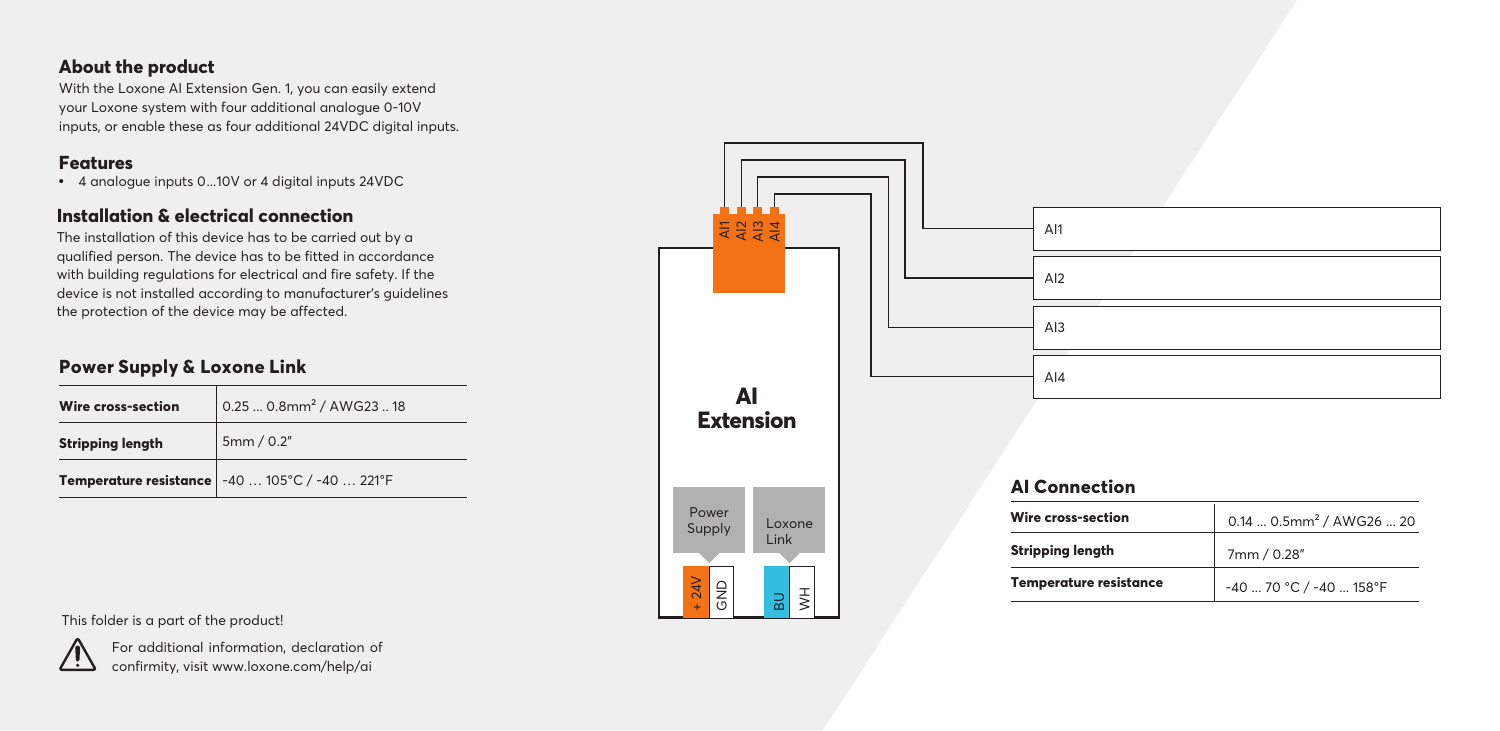## About the product

With the Loxone AI Extension Gen. 1, you can easily extend your Loxone system with four additional analogue 0-10V inputs, or enable these as four additional 24VDC digital inputs.

### Features

- 4 analogue inputs 0...10V or 4 digital inputs 24VDC

## Installation & electrical connection

The installation of this device has to be carried out by a qualified person. The device has to be fitted in accordance with building regulations for electrical and fire safety. If the device is not installed according to manufacturer's guidelines the protection of the device may be affected.

## Power Supply & Loxone Link

| | |
|---|---|
| **Wire cross-section** | 0.25 ... 0.8mm² / AWG23 .. 18 |
| **Stripping length** | 5mm / 0.2" |
| **Temperature resistance** | -40 … 105°C / -40 … 221°F |

This folder is a part of the product!

For additional information, declaration of confirmity, visit www.loxone.com/help/ai

AI1
AI2
AI3
AI4

AI
Extension

Power Supply
Loxone Link
+ 24V
GND
BU
WH

## AI Connection

| | |
|---|---|
| **Wire cross-section** | 0.14 ... 0.5mm² / AWG26 ... 20 |
| **Stripping length** | 7mm / 0.28" |
| **Temperature resistance** | -40 ... 70 °C / -40 ... 158°F |